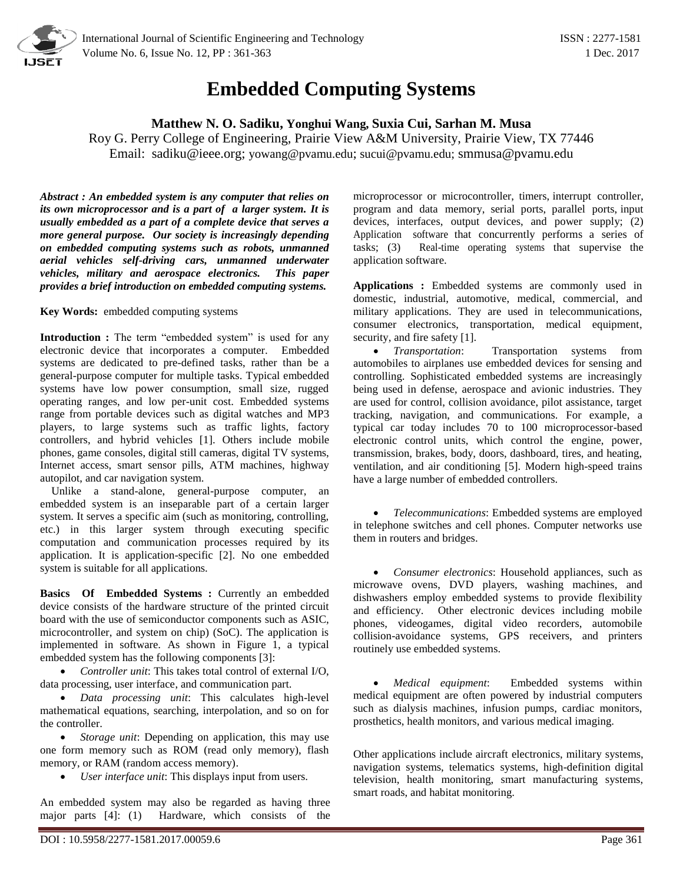# Embedded Computing Systems

**Matthew N. O. Sadiku, Yonghui Wang, Suxia Cui, Sarhan M. Musa**

Roy G. Perry College of Engineering, Prairie View A&M University, Prairie View, TX 77446

Email: sadiku@ieee.org; yowang@pvamu.edu; sucui@pvamu.edu; smmusa@pvamu.edu

***Abstract : An embedded system is any computer that relies on its own microprocessor and is a part of a larger system. It is usually embedded as a part of a complete device that serves a more general purpose. Our society is increasingly depending on embedded computing systems such as robots, unmanned aerial vehicles self-driving cars, unmanned underwater vehicles, military and aerospace electronics. This paper provides a brief introduction on embedded computing systems.***

**Key Words:** embedded computing systems

**Introduction :** The term "embedded system" is used for any electronic device that incorporates a computer. Embedded systems are dedicated to pre-defined tasks, rather than be a general-purpose computer for multiple tasks. Typical embedded systems have low power consumption, small size, rugged operating ranges, and low per-unit cost. Embedded systems range from portable devices such as digital watches and MP3 players, to large systems such as traffic lights, factory controllers, and hybrid vehicles [1]. Others include mobile phones, game consoles, digital still cameras, digital TV systems, Internet access, smart sensor pills, ATM machines, highway autopilot, and car navigation system.

Unlike a stand-alone, general-purpose computer, an embedded system is an inseparable part of a certain larger system. It serves a specific aim (such as monitoring, controlling, etc.) in this larger system through executing specific computation and communication processes required by its application. It is application-specific [2]. No one embedded system is suitable for all applications.

**Basics Of Embedded Systems :** Currently an embedded device consists of the hardware structure of the printed circuit board with the use of semiconductor components such as ASIC, microcontroller, and system on chip) (SoC). The application is implemented in software. As shown in Figure 1, a typical embedded system has the following components [3]:

- *Controller unit*: This takes total control of external I/O, data processing, user interface, and communication part.
- *Data processing unit*: This calculates high-level mathematical equations, searching, interpolation, and so on for the controller.
- *Storage unit*: Depending on application, this may use one form memory such as ROM (read only memory), flash memory, or RAM (random access memory).
- *User interface unit*: This displays input from users.

An embedded system may also be regarded as having three major parts [4]: (1) Hardware, which consists of the microprocessor or microcontroller, timers, interrupt controller, program and data memory, serial ports, parallel ports, input devices, interfaces, output devices, and power supply; (2) Application software that concurrently performs a series of tasks; (3) Real-time operating systems that supervise the application software.

**Applications :** Embedded systems are commonly used in domestic, industrial, automotive, medical, commercial, and military applications. They are used in telecommunications, consumer electronics, transportation, medical equipment, security, and fire safety [1].

- *Transportation*: Transportation systems from automobiles to airplanes use embedded devices for sensing and controlling. Sophisticated embedded systems are increasingly being used in defense, aerospace and avionic industries. They are used for control, collision avoidance, pilot assistance, target tracking, navigation, and communications. For example, a typical car today includes 70 to 100 microprocessor-based electronic control units, which control the engine, power, transmission, brakes, body, doors, dashboard, tires, and heating, ventilation, and air conditioning [5]. Modern high-speed trains have a large number of embedded controllers.

- *Telecommunications*: Embedded systems are employed in telephone switches and cell phones. Computer networks use them in routers and bridges.

- *Consumer electronics*: Household appliances, such as microwave ovens, DVD players, washing machines, and dishwashers employ embedded systems to provide flexibility and efficiency. Other electronic devices including mobile phones, videogames, digital video recorders, automobile collision-avoidance systems, GPS receivers, and printers routinely use embedded systems.

- *Medical equipment*: Embedded systems within medical equipment are often powered by industrial computers such as dialysis machines, infusion pumps, cardiac monitors, prosthetics, health monitors, and various medical imaging.

Other applications include aircraft electronics, military systems, navigation systems, telematics systems, high-definition digital television, health monitoring, smart manufacturing systems, smart roads, and habitat monitoring.

DOI : 10.5958/2277-1581.2017.00059.6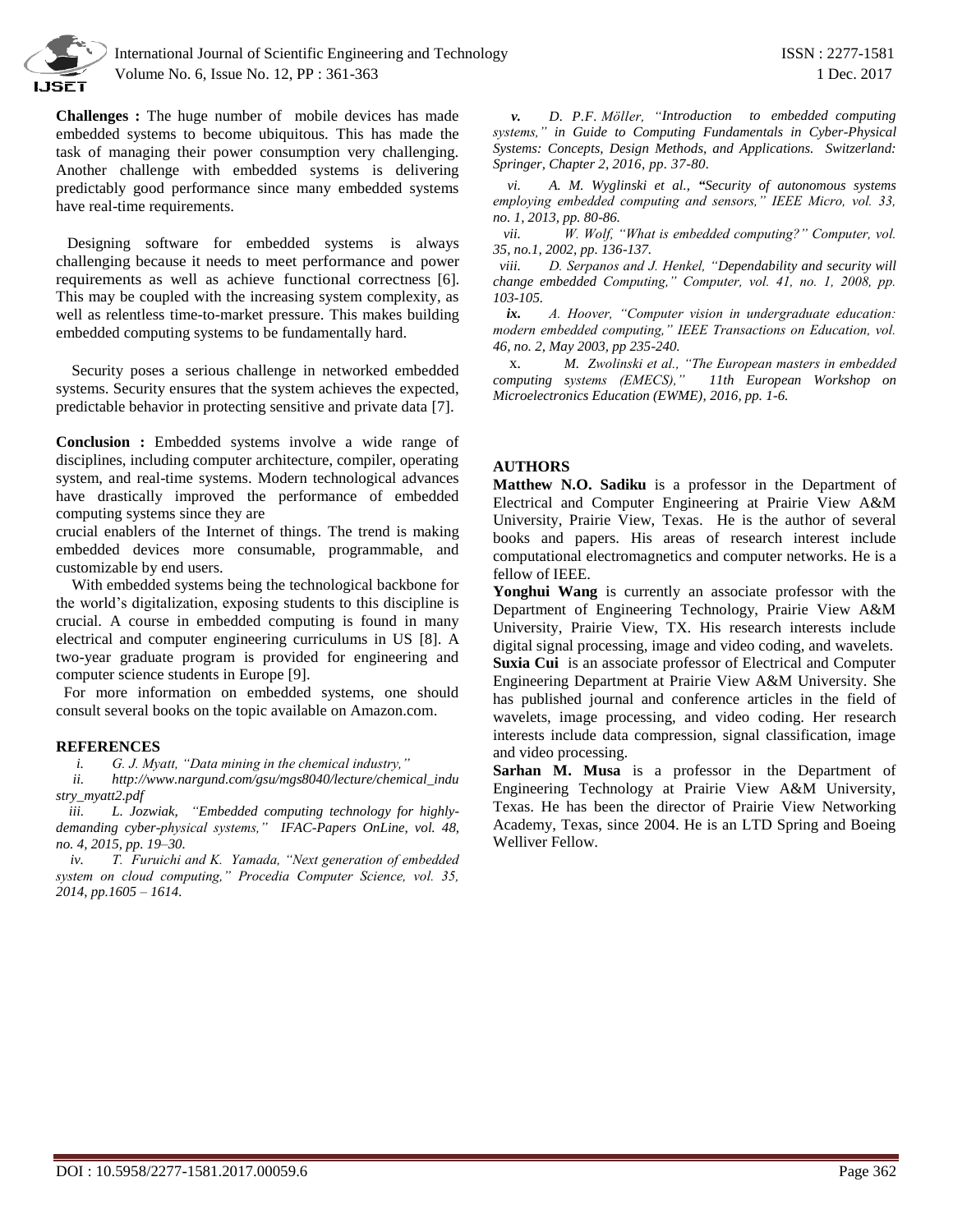**Challenges :** The huge number of mobile devices has made embedded systems to become ubiquitous. This has made the task of managing their power consumption very challenging. Another challenge with embedded systems is delivering predictably good performance since many embedded systems have real-time requirements.

Designing software for embedded systems is always challenging because it needs to meet performance and power requirements as well as achieve functional correctness [6]. This may be coupled with the increasing system complexity, as well as relentless time-to-market pressure. This makes building embedded computing systems to be fundamentally hard.

Security poses a serious challenge in networked embedded systems. Security ensures that the system achieves the expected, predictable behavior in protecting sensitive and private data [7].

**Conclusion :** Embedded systems involve a wide range of disciplines, including computer architecture, compiler, operating system, and real-time systems. Modern technological advances have drastically improved the performance of embedded computing systems since they are crucial enablers of the Internet of things. The trend is making embedded devices more consumable, programmable, and customizable by end users.

With embedded systems being the technological backbone for the world's digitalization, exposing students to this discipline is crucial. A course in embedded computing is found in many electrical and computer engineering curriculums in US [8]. A two-year graduate program is provided for engineering and computer science students in Europe [9].

For more information on embedded systems, one should consult several books on the topic available on Amazon.com.

**REFERENCES**

i. *G. J. Myatt, "Data mining in the chemical industry,"*
ii. *http://www.nargund.com/gsu/mgs8040/lecture/chemical_industry_myatt2.pdf*
iii. *L. Jozwiak, "Embedded computing technology for highly-demanding cyber-physical systems," IFAC-Papers OnLine, vol. 48, no. 4, 2015, pp. 19–30.*
iv. *T. Furuichi and K. Yamada, "Next generation of embedded system on cloud computing," Procedia Computer Science, vol. 35, 2014, pp.1605 – 1614.*
v. *D. P.F. Möller, "Introduction to embedded computing systems," in Guide to Computing Fundamentals in Cyber-Physical Systems: Concepts, Design Methods, and Applications. Switzerland: Springer, Chapter 2, 2016, pp. 37-80.*
vi. *A. M. Wyglinski et al., "Security of autonomous systems employing embedded computing and sensors," IEEE Micro, vol. 33, no. 1, 2013, pp. 80-86.*
vii. *W. Wolf, "What is embedded computing?" Computer, vol. 35, no.1, 2002, pp. 136-137.*
viii. *D. Serpanos and J. Henkel, "Dependability and security will change embedded Computing," Computer, vol. 41, no. 1, 2008, pp. 103-105.*
ix. *A. Hoover, "Computer vision in undergraduate education: modern embedded computing," IEEE Transactions on Education, vol. 46, no. 2, May 2003, pp 235-240.*
x. *M. Zwolinski et al., "The European masters in embedded computing systems (EMECS)," 11th European Workshop on Microelectronics Education (EWME), 2016, pp. 1-6.*

**AUTHORS**

**Matthew N.O. Sadiku** is a professor in the Department of Electrical and Computer Engineering at Prairie View A&M University, Prairie View, Texas. He is the author of several books and papers. His areas of research interest include computational electromagnetics and computer networks. He is a fellow of IEEE.

**Yonghui Wang** is currently an associate professor with the Department of Engineering Technology, Prairie View A&M University, Prairie View, TX. His research interests include digital signal processing, image and video coding, and wavelets.

**Suxia Cui** is an associate professor of Electrical and Computer Engineering Department at Prairie View A&M University. She has published journal and conference articles in the field of wavelets, image processing, and video coding. Her research interests include data compression, signal classification, image and video processing.

**Sarhan M. Musa** is a professor in the Department of Engineering Technology at Prairie View A&M University, Texas. He has been the director of Prairie View Networking Academy, Texas, since 2004. He is an LTD Spring and Boeing Welliver Fellow.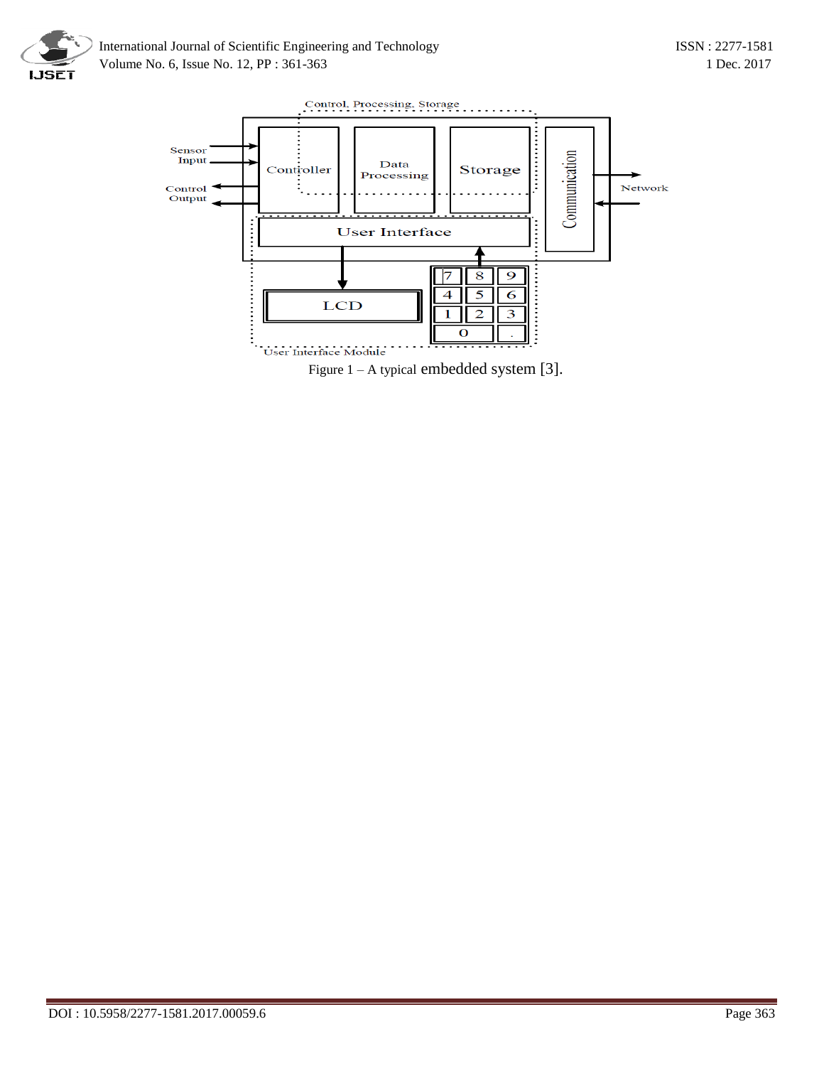Control, Processing, Storage

Sensor Input

Control Output

Controller

Data Processing

Storage

Communication

Network

User Interface

LCD

7 8 9
4 5 6
1 2 3
0 .

User Interface Module

Figure 1 – A typical embedded system [3].